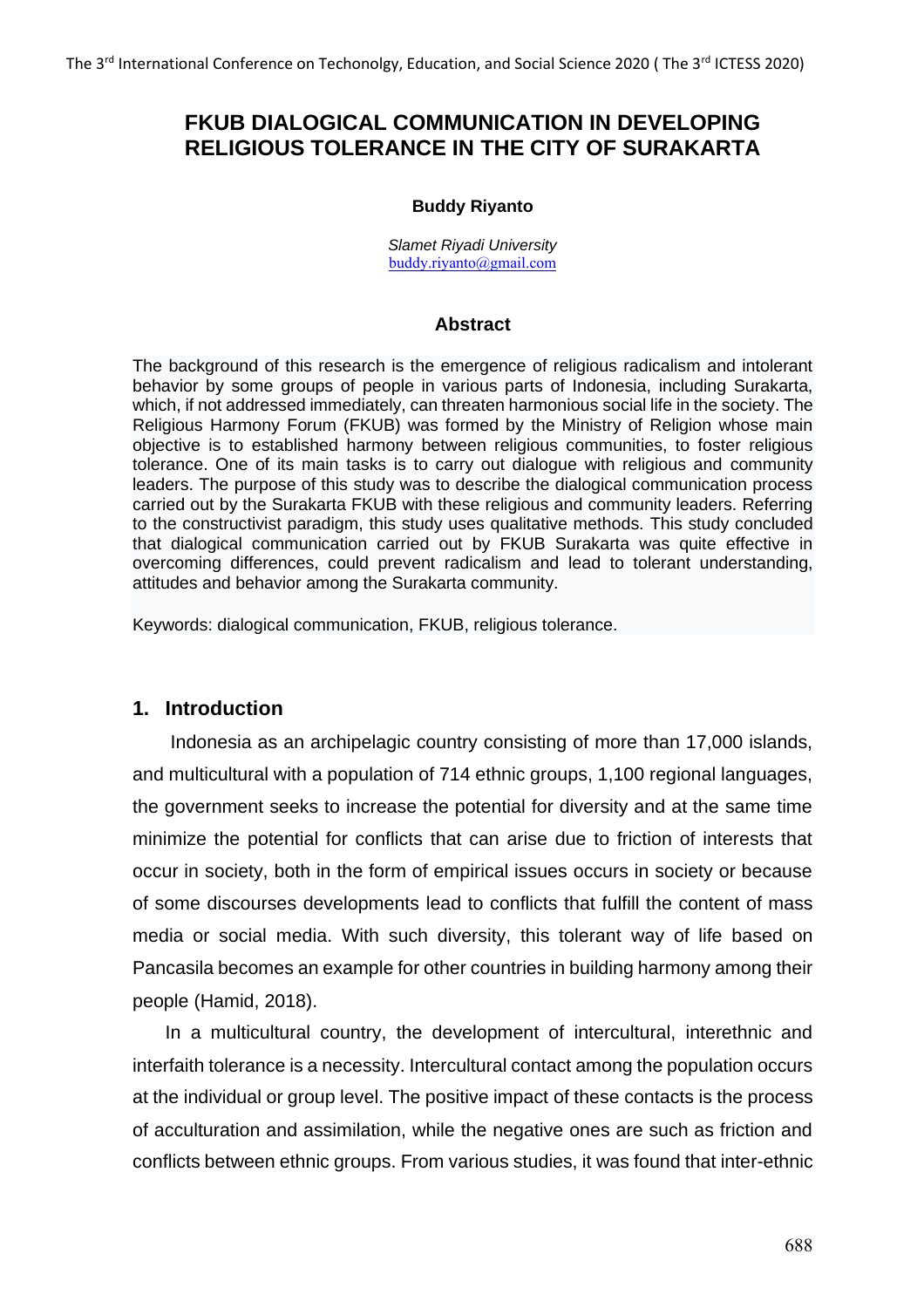# FKUB DIALOGICAL COMMUNICATION IN DEVELOPING RELIGIOUS TOLERANCE IN THE CITY OF SURAKARTA

**Buddy Riyanto**

*Slamet Riyadi University*
buddy.riyanto@gmail.com

## Abstract

The background of this research is the emergence of religious radicalism and intolerant behavior by some groups of people in various parts of Indonesia, including Surakarta, which, if not addressed immediately, can threaten harmonious social life in the society. The Religious Harmony Forum (FKUB) was formed by the Ministry of Religion whose main objective is to established harmony between religious communities, to foster religious tolerance. One of its main tasks is to carry out dialogue with religious and community leaders. The purpose of this study was to describe the dialogical communication process carried out by the Surakarta FKUB with these religious and community leaders. Referring to the constructivist paradigm, this study uses qualitative methods. This study concluded that dialogical communication carried out by FKUB Surakarta was quite effective in overcoming differences, could prevent radicalism and lead to tolerant understanding, attitudes and behavior among the Surakarta community.

Keywords: dialogical communication, FKUB, religious tolerance.

## 1. Introduction

Indonesia as an archipelagic country consisting of more than 17,000 islands, and multicultural with a population of 714 ethnic groups, 1,100 regional languages, the government seeks to increase the potential for diversity and at the same time minimize the potential for conflicts that can arise due to friction of interests that occur in society, both in the form of empirical issues occurs in society or because of some discourses developments lead to conflicts that fulfill the content of mass media or social media. With such diversity, this tolerant way of life based on Pancasila becomes an example for other countries in building harmony among their people (Hamid, 2018).

In a multicultural country, the development of intercultural, interethnic and interfaith tolerance is a necessity. Intercultural contact among the population occurs at the individual or group level. The positive impact of these contacts is the process of acculturation and assimilation, while the negative ones are such as friction and conflicts between ethnic groups. From various studies, it was found that inter-ethnic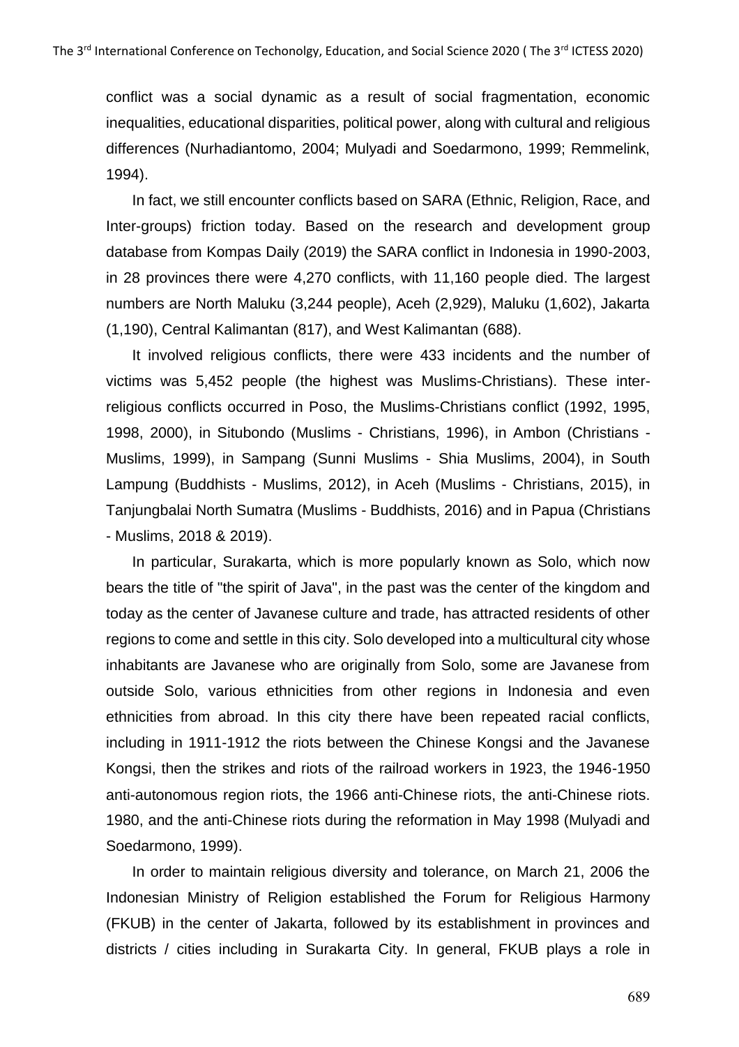conflict was a social dynamic as a result of social fragmentation, economic inequalities, educational disparities, political power, along with cultural and religious differences (Nurhadiantomo, 2004; Mulyadi and Soedarmono, 1999; Remmelink, 1994).

In fact, we still encounter conflicts based on SARA (Ethnic, Religion, Race, and Inter-groups) friction today. Based on the research and development group database from Kompas Daily (2019) the SARA conflict in Indonesia in 1990-2003, in 28 provinces there were 4,270 conflicts, with 11,160 people died. The largest numbers are North Maluku (3,244 people), Aceh (2,929), Maluku (1,602), Jakarta (1,190), Central Kalimantan (817), and West Kalimantan (688).

It involved religious conflicts, there were 433 incidents and the number of victims was 5,452 people (the highest was Muslims-Christians). These inter-religious conflicts occurred in Poso, the Muslims-Christians conflict (1992, 1995, 1998, 2000), in Situbondo (Muslims - Christians, 1996), in Ambon (Christians - Muslims, 1999), in Sampang (Sunni Muslims - Shia Muslims, 2004), in South Lampung (Buddhists - Muslims, 2012), in Aceh (Muslims - Christians, 2015), in Tanjungbalai North Sumatra (Muslims - Buddhists, 2016) and in Papua (Christians - Muslims, 2018 & 2019).

In particular, Surakarta, which is more popularly known as Solo, which now bears the title of "the spirit of Java", in the past was the center of the kingdom and today as the center of Javanese culture and trade, has attracted residents of other regions to come and settle in this city. Solo developed into a multicultural city whose inhabitants are Javanese who are originally from Solo, some are Javanese from outside Solo, various ethnicities from other regions in Indonesia and even ethnicities from abroad. In this city there have been repeated racial conflicts, including in 1911-1912 the riots between the Chinese Kongsi and the Javanese Kongsi, then the strikes and riots of the railroad workers in 1923, the 1946-1950 anti-autonomous region riots, the 1966 anti-Chinese riots, the anti-Chinese riots. 1980, and the anti-Chinese riots during the reformation in May 1998 (Mulyadi and Soedarmono, 1999).

In order to maintain religious diversity and tolerance, on March 21, 2006 the Indonesian Ministry of Religion established the Forum for Religious Harmony (FKUB) in the center of Jakarta, followed by its establishment in provinces and districts / cities including in Surakarta City. In general, FKUB plays a role in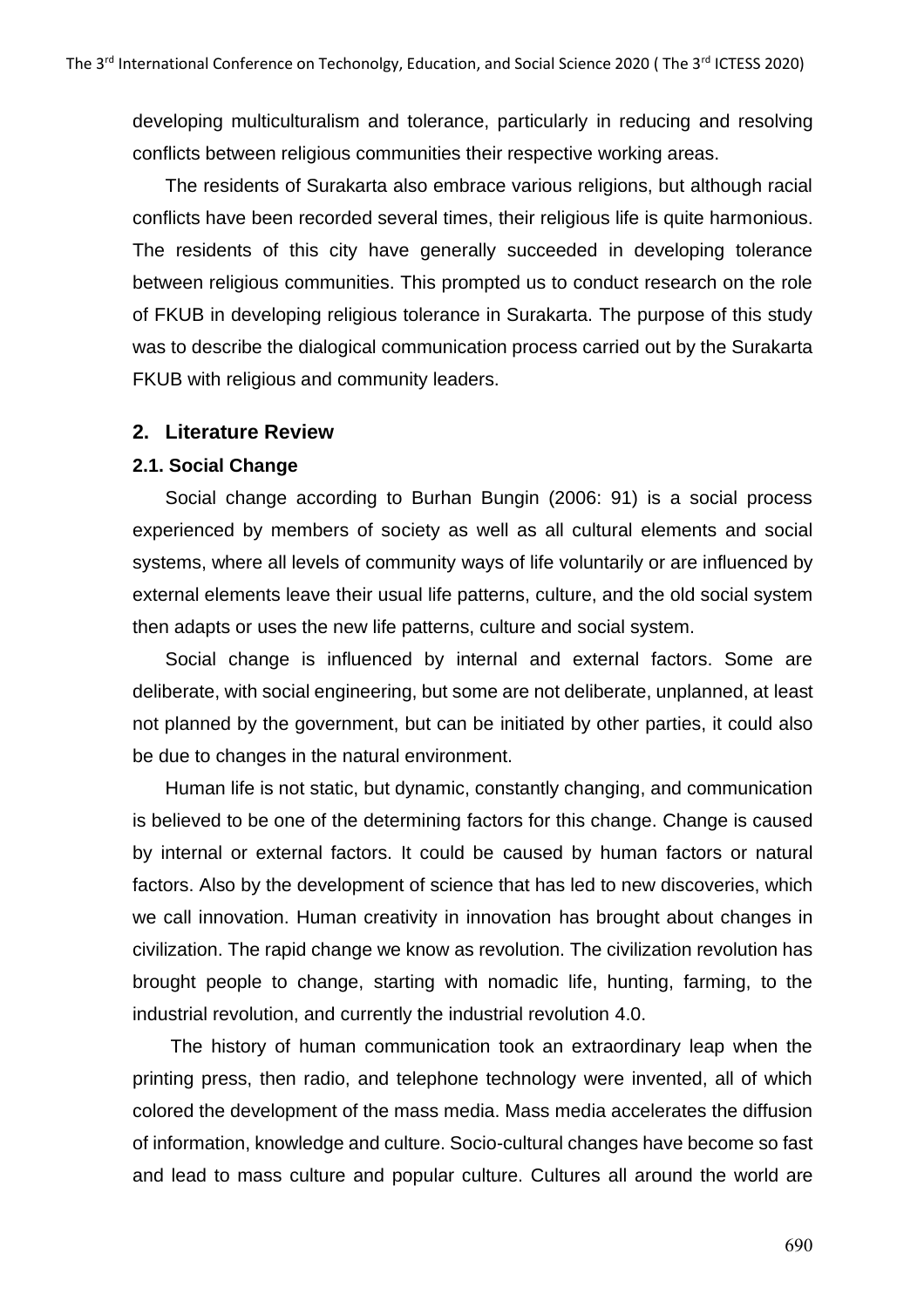developing multiculturalism and tolerance, particularly in reducing and resolving conflicts between religious communities their respective working areas.

The residents of Surakarta also embrace various religions, but although racial conflicts have been recorded several times, their religious life is quite harmonious. The residents of this city have generally succeeded in developing tolerance between religious communities. This prompted us to conduct research on the role of FKUB in developing religious tolerance in Surakarta. The purpose of this study was to describe the dialogical communication process carried out by the Surakarta FKUB with religious and community leaders.

## 2. Literature Review

### 2.1. Social Change

Social change according to Burhan Bungin (2006: 91) is a social process experienced by members of society as well as all cultural elements and social systems, where all levels of community ways of life voluntarily or are influenced by external elements leave their usual life patterns, culture, and the old social system then adapts or uses the new life patterns, culture and social system.

Social change is influenced by internal and external factors. Some are deliberate, with social engineering, but some are not deliberate, unplanned, at least not planned by the government, but can be initiated by other parties, it could also be due to changes in the natural environment.

Human life is not static, but dynamic, constantly changing, and communication is believed to be one of the determining factors for this change. Change is caused by internal or external factors. It could be caused by human factors or natural factors. Also by the development of science that has led to new discoveries, which we call innovation. Human creativity in innovation has brought about changes in civilization. The rapid change we know as revolution. The civilization revolution has brought people to change, starting with nomadic life, hunting, farming, to the industrial revolution, and currently the industrial revolution 4.0.

The history of human communication took an extraordinary leap when the printing press, then radio, and telephone technology were invented, all of which colored the development of the mass media. Mass media accelerates the diffusion of information, knowledge and culture. Socio-cultural changes have become so fast and lead to mass culture and popular culture. Cultures all around the world are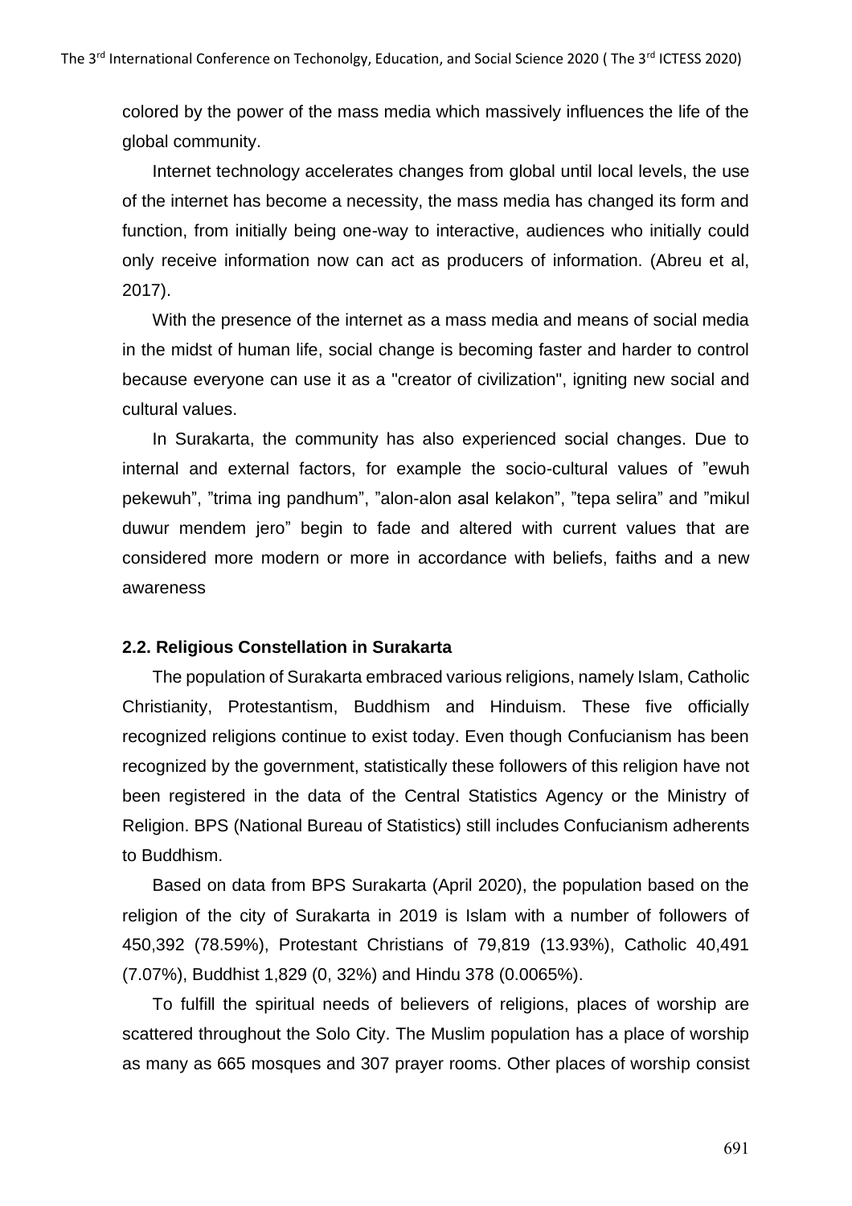colored by the power of the mass media which massively influences the life of the global community.

Internet technology accelerates changes from global until local levels, the use of the internet has become a necessity, the mass media has changed its form and function, from initially being one-way to interactive, audiences who initially could only receive information now can act as producers of information. (Abreu et al, 2017).

With the presence of the internet as a mass media and means of social media in the midst of human life, social change is becoming faster and harder to control because everyone can use it as a "creator of civilization", igniting new social and cultural values.

In Surakarta, the community has also experienced social changes. Due to internal and external factors, for example the socio-cultural values of ”ewuh pekewuh”, ”trima ing pandhum”, ”alon-alon asal kelakon”, ”tepa selira” and ”mikul duwur mendem jero” begin to fade and altered with current values that are considered more modern or more in accordance with beliefs, faiths and a new awareness

### 2.2. Religious Constellation in Surakarta

The population of Surakarta embraced various religions, namely Islam, Catholic Christianity, Protestantism, Buddhism and Hinduism. These five officially recognized religions continue to exist today. Even though Confucianism has been recognized by the government, statistically these followers of this religion have not been registered in the data of the Central Statistics Agency or the Ministry of Religion. BPS (National Bureau of Statistics) still includes Confucianism adherents to Buddhism.

Based on data from BPS Surakarta (April 2020), the population based on the religion of the city of Surakarta in 2019 is Islam with a number of followers of 450,392 (78.59%), Protestant Christians of 79,819 (13.93%), Catholic 40,491 (7.07%), Buddhist 1,829 (0, 32%) and Hindu 378 (0.0065%).

To fulfill the spiritual needs of believers of religions, places of worship are scattered throughout the Solo City. The Muslim population has a place of worship as many as 665 mosques and 307 prayer rooms. Other places of worship consist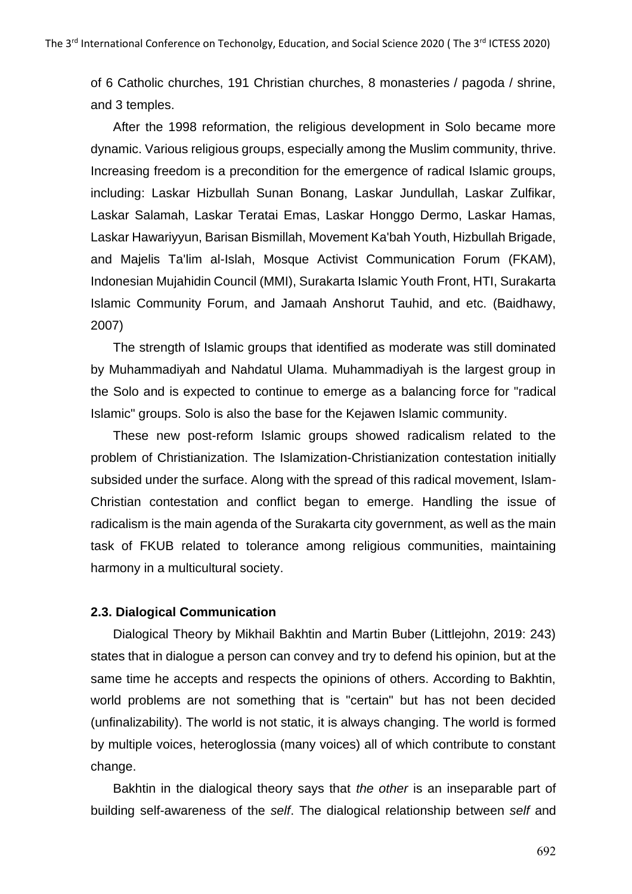of 6 Catholic churches, 191 Christian churches, 8 monasteries / pagoda / shrine, and 3 temples.

After the 1998 reformation, the religious development in Solo became more dynamic. Various religious groups, especially among the Muslim community, thrive. Increasing freedom is a precondition for the emergence of radical Islamic groups, including: Laskar Hizbullah Sunan Bonang, Laskar Jundullah, Laskar Zulfikar, Laskar Salamah, Laskar Teratai Emas, Laskar Honggo Dermo, Laskar Hamas, Laskar Hawariyyun, Barisan Bismillah, Movement Ka'bah Youth, Hizbullah Brigade, and Majelis Ta'lim al-Islah, Mosque Activist Communication Forum (FKAM), Indonesian Mujahidin Council (MMI), Surakarta Islamic Youth Front, HTI, Surakarta Islamic Community Forum, and Jamaah Anshorut Tauhid, and etc. (Baidhawy, 2007)

The strength of Islamic groups that identified as moderate was still dominated by Muhammadiyah and Nahdatul Ulama. Muhammadiyah is the largest group in the Solo and is expected to continue to emerge as a balancing force for "radical Islamic" groups. Solo is also the base for the Kejawen Islamic community.

These new post-reform Islamic groups showed radicalism related to the problem of Christianization. The Islamization-Christianization contestation initially subsided under the surface. Along with the spread of this radical movement, Islam-Christian contestation and conflict began to emerge. Handling the issue of radicalism is the main agenda of the Surakarta city government, as well as the main task of FKUB related to tolerance among religious communities, maintaining harmony in a multicultural society.

### 2.3. Dialogical Communication

Dialogical Theory by Mikhail Bakhtin and Martin Buber (Littlejohn, 2019: 243) states that in dialogue a person can convey and try to defend his opinion, but at the same time he accepts and respects the opinions of others. According to Bakhtin, world problems are not something that is "certain" but has not been decided (unfinalizability). The world is not static, it is always changing. The world is formed by multiple voices, heteroglossia (many voices) all of which contribute to constant change.

Bakhtin in the dialogical theory says that *the other* is an inseparable part of building self-awareness of the *self*. The dialogical relationship between *self* and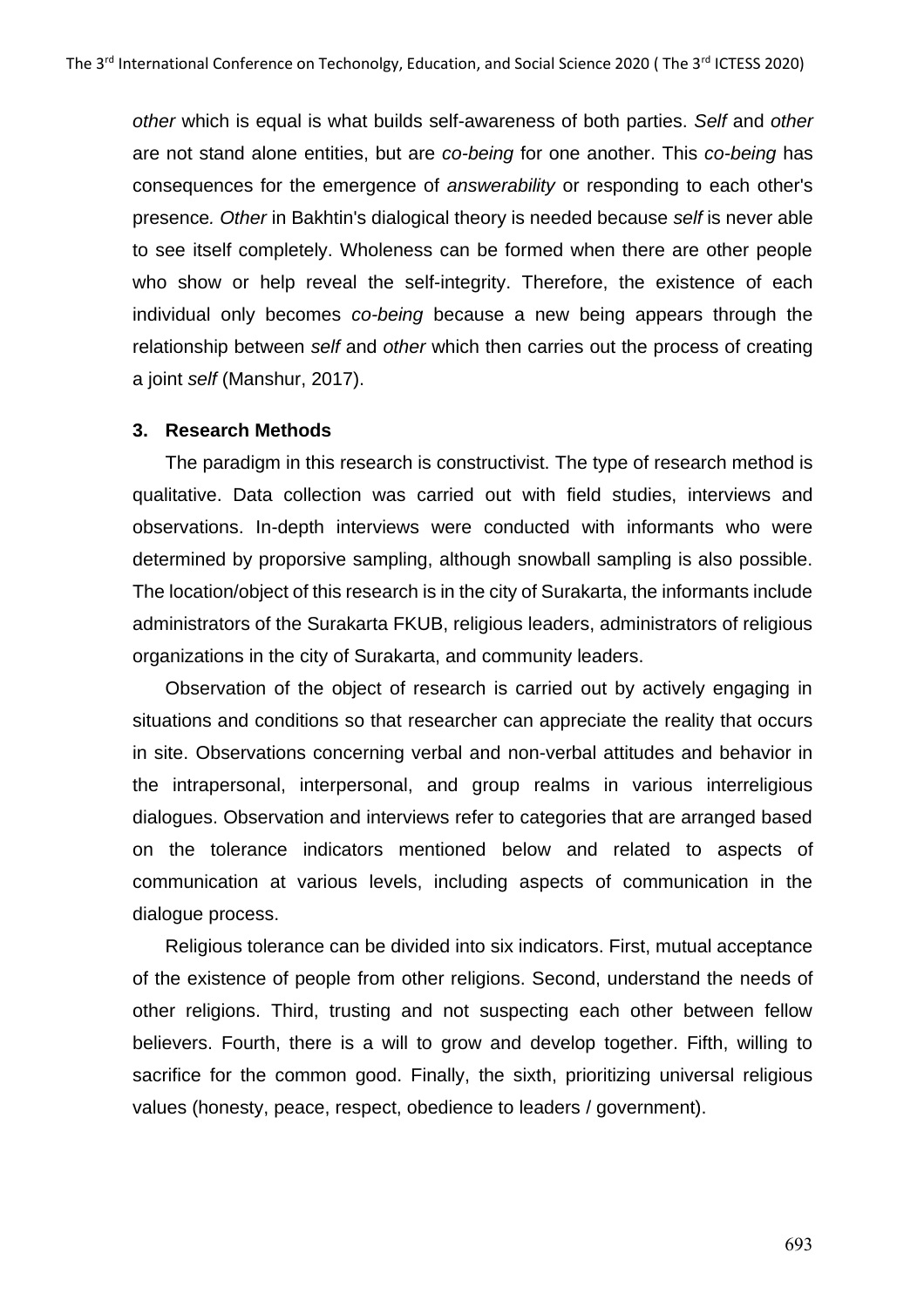*other* which is equal is what builds self-awareness of both parties. *Self* and *other* are not stand alone entities, but are *co-being* for one another. This *co-being* has consequences for the emergence of *answerability* or responding to each other's presence*. Other* in Bakhtin's dialogical theory is needed because *self* is never able to see itself completely. Wholeness can be formed when there are other people who show or help reveal the self-integrity. Therefore, the existence of each individual only becomes *co-being* because a new being appears through the relationship between *self* and *other* which then carries out the process of creating a joint *self* (Manshur, 2017).

### 3. Research Methods

The paradigm in this research is constructivist. The type of research method is qualitative. Data collection was carried out with field studies, interviews and observations. In-depth interviews were conducted with informants who were determined by proporsive sampling, although snowball sampling is also possible. The location/object of this research is in the city of Surakarta, the informants include administrators of the Surakarta FKUB, religious leaders, administrators of religious organizations in the city of Surakarta, and community leaders.

Observation of the object of research is carried out by actively engaging in situations and conditions so that researcher can appreciate the reality that occurs in site. Observations concerning verbal and non-verbal attitudes and behavior in the intrapersonal, interpersonal, and group realms in various interreligious dialogues. Observation and interviews refer to categories that are arranged based on the tolerance indicators mentioned below and related to aspects of communication at various levels, including aspects of communication in the dialogue process.

Religious tolerance can be divided into six indicators. First, mutual acceptance of the existence of people from other religions. Second, understand the needs of other religions. Third, trusting and not suspecting each other between fellow believers. Fourth, there is a will to grow and develop together. Fifth, willing to sacrifice for the common good. Finally, the sixth, prioritizing universal religious values (honesty, peace, respect, obedience to leaders / government).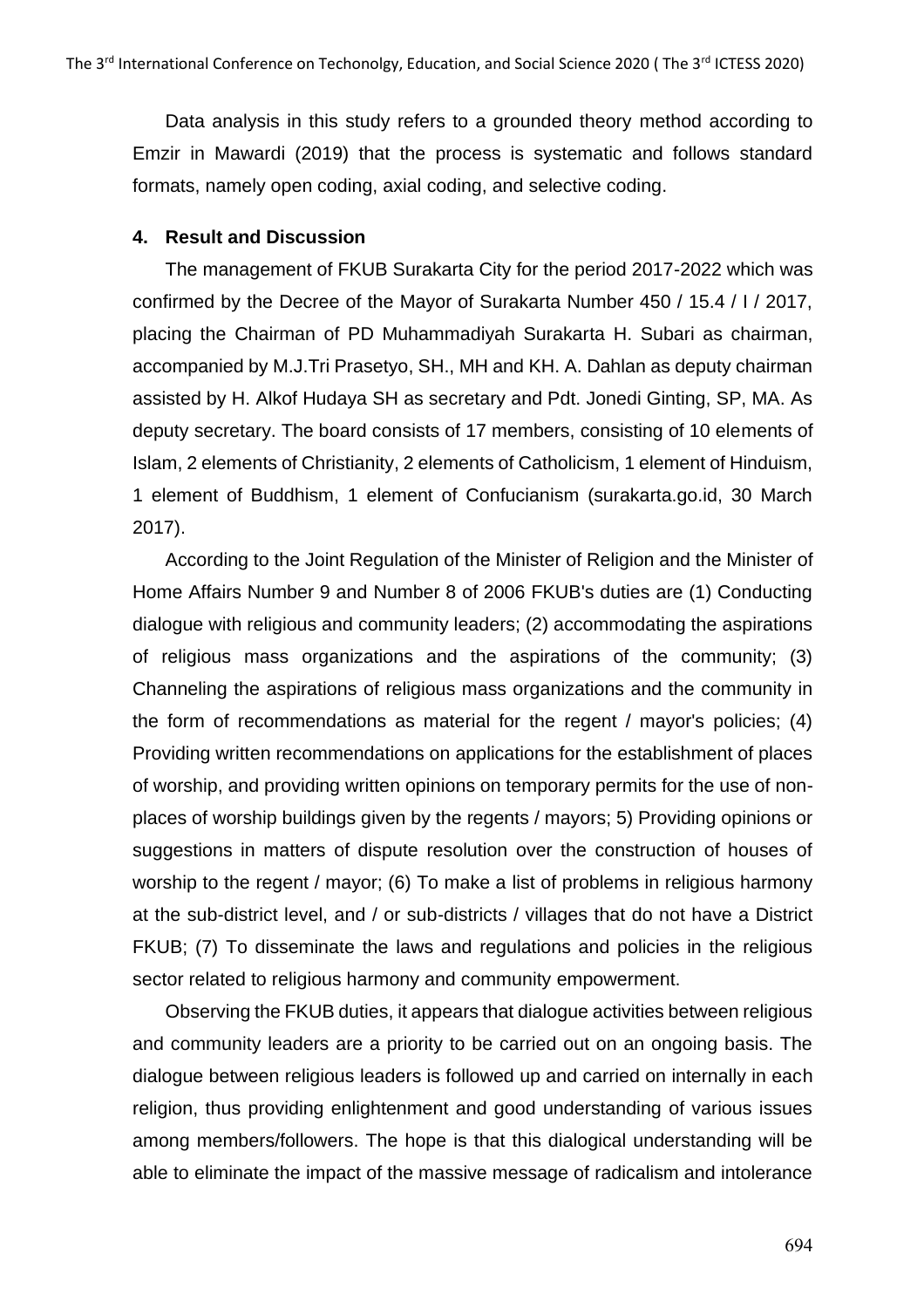Data analysis in this study refers to a grounded theory method according to Emzir in Mawardi (2019) that the process is systematic and follows standard formats, namely open coding, axial coding, and selective coding.

## 4. Result and Discussion

The management of FKUB Surakarta City for the period 2017-2022 which was confirmed by the Decree of the Mayor of Surakarta Number 450 / 15.4 / I / 2017, placing the Chairman of PD Muhammadiyah Surakarta H. Subari as chairman, accompanied by M.J.Tri Prasetyo, SH., MH and KH. A. Dahlan as deputy chairman assisted by H. Alkof Hudaya SH as secretary and Pdt. Jonedi Ginting, SP, MA. As deputy secretary. The board consists of 17 members, consisting of 10 elements of Islam, 2 elements of Christianity, 2 elements of Catholicism, 1 element of Hinduism, 1 element of Buddhism, 1 element of Confucianism (surakarta.go.id, 30 March 2017).

According to the Joint Regulation of the Minister of Religion and the Minister of Home Affairs Number 9 and Number 8 of 2006 FKUB's duties are (1) Conducting dialogue with religious and community leaders; (2) accommodating the aspirations of religious mass organizations and the aspirations of the community; (3) Channeling the aspirations of religious mass organizations and the community in the form of recommendations as material for the regent / mayor's policies; (4) Providing written recommendations on applications for the establishment of places of worship, and providing written opinions on temporary permits for the use of non-places of worship buildings given by the regents / mayors; 5) Providing opinions or suggestions in matters of dispute resolution over the construction of houses of worship to the regent / mayor; (6) To make a list of problems in religious harmony at the sub-district level, and / or sub-districts / villages that do not have a District FKUB; (7) To disseminate the laws and regulations and policies in the religious sector related to religious harmony and community empowerment.

Observing the FKUB duties, it appears that dialogue activities between religious and community leaders are a priority to be carried out on an ongoing basis. The dialogue between religious leaders is followed up and carried on internally in each religion, thus providing enlightenment and good understanding of various issues among members/followers. The hope is that this dialogical understanding will be able to eliminate the impact of the massive message of radicalism and intolerance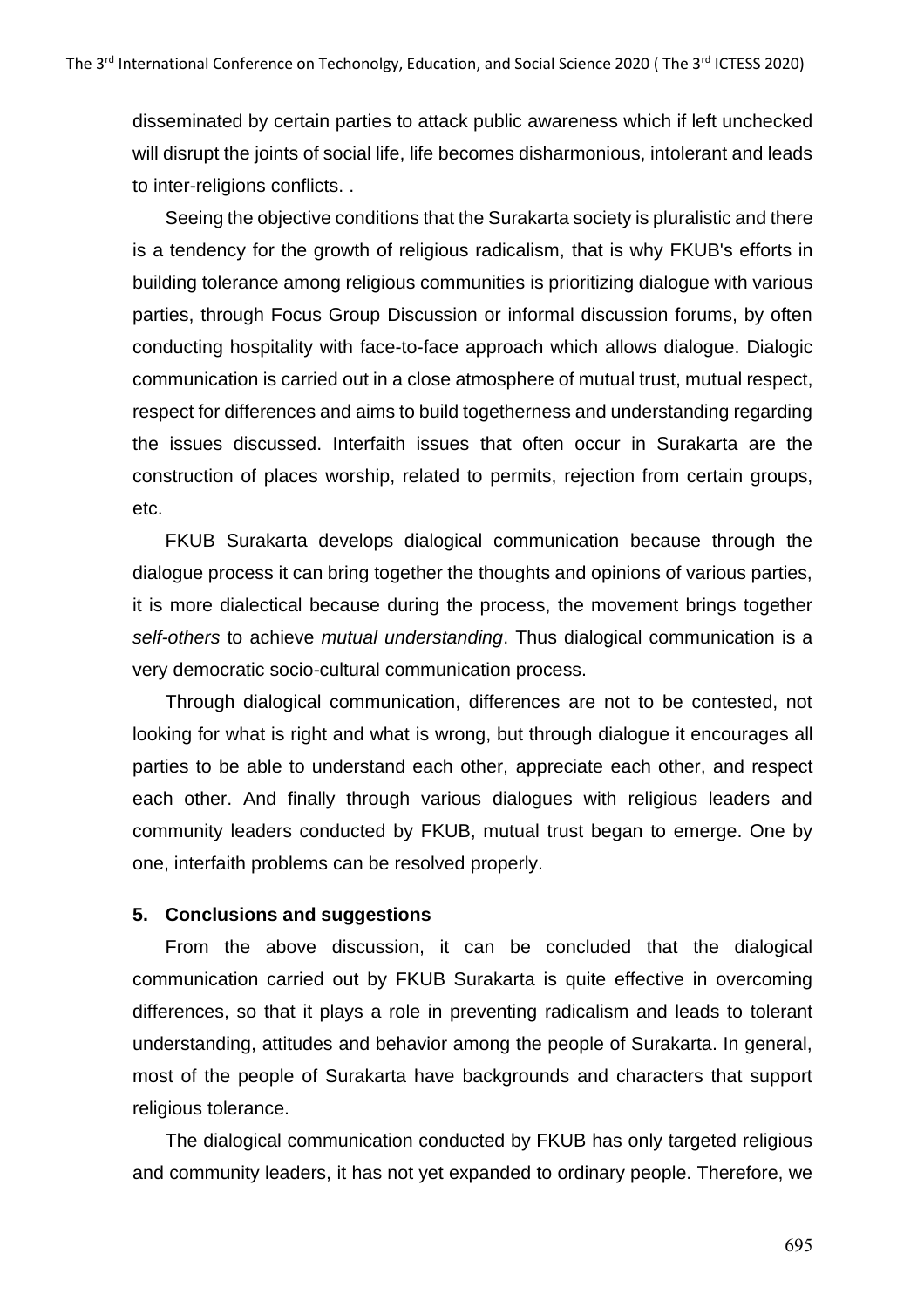disseminated by certain parties to attack public awareness which if left unchecked will disrupt the joints of social life, life becomes disharmonious, intolerant and leads to inter-religions conflicts. .

Seeing the objective conditions that the Surakarta society is pluralistic and there is a tendency for the growth of religious radicalism, that is why FKUB's efforts in building tolerance among religious communities is prioritizing dialogue with various parties, through Focus Group Discussion or informal discussion forums, by often conducting hospitality with face-to-face approach which allows dialogue. Dialogic communication is carried out in a close atmosphere of mutual trust, mutual respect, respect for differences and aims to build togetherness and understanding regarding the issues discussed. Interfaith issues that often occur in Surakarta are the construction of places worship, related to permits, rejection from certain groups, etc.

FKUB Surakarta develops dialogical communication because through the dialogue process it can bring together the thoughts and opinions of various parties, it is more dialectical because during the process, the movement brings together *self-others* to achieve *mutual understanding*. Thus dialogical communication is a very democratic socio-cultural communication process.

Through dialogical communication, differences are not to be contested, not looking for what is right and what is wrong, but through dialogue it encourages all parties to be able to understand each other, appreciate each other, and respect each other. And finally through various dialogues with religious leaders and community leaders conducted by FKUB, mutual trust began to emerge. One by one, interfaith problems can be resolved properly.

## 5. Conclusions and suggestions

From the above discussion, it can be concluded that the dialogical communication carried out by FKUB Surakarta is quite effective in overcoming differences, so that it plays a role in preventing radicalism and leads to tolerant understanding, attitudes and behavior among the people of Surakarta. In general, most of the people of Surakarta have backgrounds and characters that support religious tolerance.

The dialogical communication conducted by FKUB has only targeted religious and community leaders, it has not yet expanded to ordinary people. Therefore, we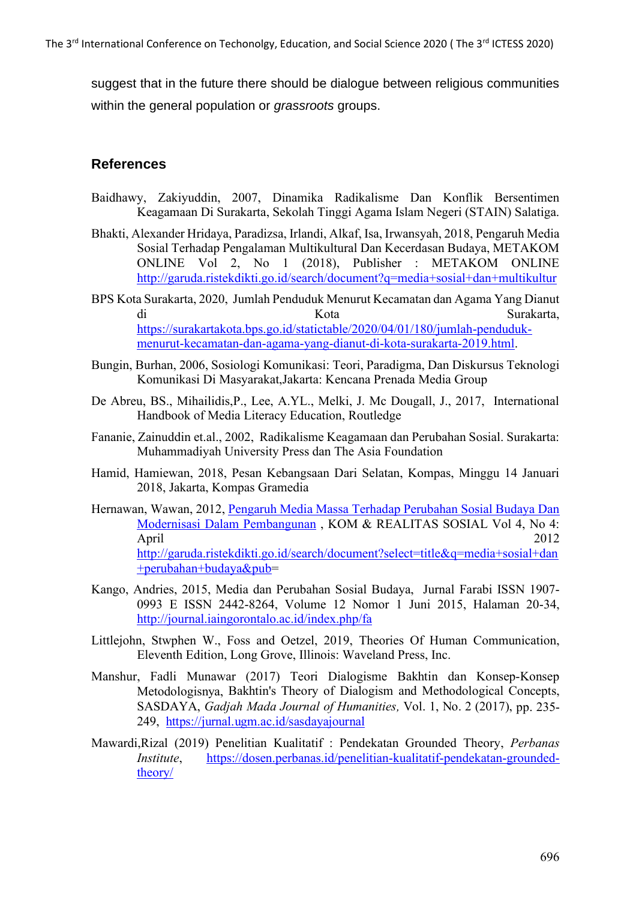suggest that in the future there should be dialogue between religious communities within the general population or *grassroots* groups.

## References

Baidhawy, Zakiyuddin, 2007, Dinamika Radikalisme Dan Konflik Bersentimen Keagamaan Di Surakarta, Sekolah Tinggi Agama Islam Negeri (STAIN) Salatiga.

Bhakti, Alexander Hridaya, Paradizsa, Irlandi, Alkaf, Isa, Irwansyah, 2018, Pengaruh Media Sosial Terhadap Pengalaman Multikultural Dan Kecerdasan Budaya, METAKOM ONLINE Vol 2, No 1 (2018), Publisher : METAKOM ONLINE http://garuda.ristekdikti.go.id/search/document?q=media+sosial+dan+multikultur

BPS Kota Surakarta, 2020, Jumlah Penduduk Menurut Kecamatan dan Agama Yang Dianut di Kota Surakarta, https://surakartakota.bps.go.id/statictable/2020/04/01/180/jumlah-penduduk-menurut-kecamatan-dan-agama-yang-dianut-di-kota-surakarta-2019.html.

Bungin, Burhan, 2006, Sosiologi Komunikasi: Teori, Paradigma, Dan Diskursus Teknologi Komunikasi Di Masyarakat,Jakarta: Kencana Prenada Media Group

De Abreu, BS., Mihailidis,P., Lee, A.YL., Melki, J. Mc Dougall, J., 2017, International Handbook of Media Literacy Education, Routledge

Fananie, Zainuddin et.al., 2002, Radikalisme Keagamaan dan Perubahan Sosial. Surakarta: Muhammadiyah University Press dan The Asia Foundation

Hamid, Hamiewan, 2018, Pesan Kebangsaan Dari Selatan, Kompas, Minggu 14 Januari 2018, Jakarta, Kompas Gramedia

Hernawan, Wawan, 2012, Pengaruh Media Massa Terhadap Perubahan Sosial Budaya Dan Modernisasi Dalam Pembangunan , KOM & REALITAS SOSIAL Vol 4, No 4: April 2012 http://garuda.ristekdikti.go.id/search/document?select=title&q=media+sosial+dan+perubahan+budaya&pub=

Kango, Andries, 2015, Media dan Perubahan Sosial Budaya, Jurnal Farabi ISSN 1907-0993 E ISSN 2442-8264, Volume 12 Nomor 1 Juni 2015, Halaman 20-34, http://journal.iaingorontalo.ac.id/index.php/fa

Littlejohn, Stwphen W., Foss and Oetzel, 2019, Theories Of Human Communication, Eleventh Edition, Long Grove, Illinois: Waveland Press, Inc.

Manshur, Fadli Munawar (2017) Teori Dialogisme Bakhtin dan Konsep-Konsep Metodologisnya, Bakhtin's Theory of Dialogism and Methodological Concepts, SASDAYA, *Gadjah Mada Journal of Humanities,* Vol. 1, No. 2 (2017), pp. 235-249, https://jurnal.ugm.ac.id/sasdayajournal

Mawardi,Rizal (2019) Penelitian Kualitatif : Pendekatan Grounded Theory, *Perbanas Institute*, https://dosen.perbanas.id/penelitian-kualitatif-pendekatan-grounded-theory/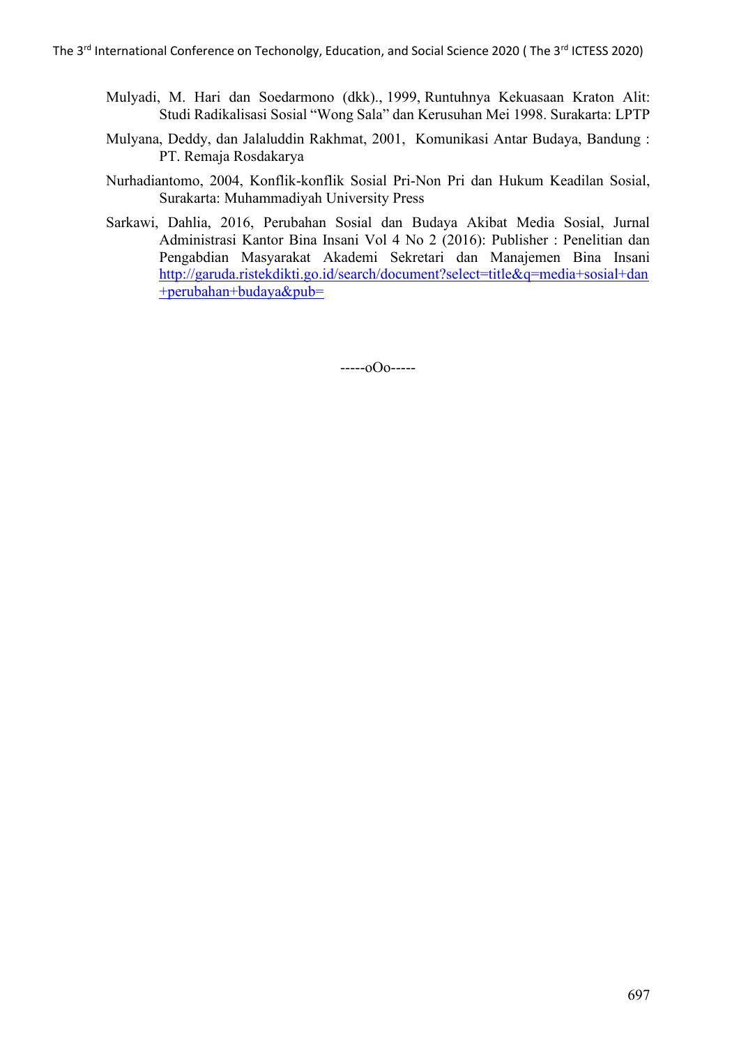Mulyadi, M. Hari dan Soedarmono (dkk)., 1999, Runtuhnya Kekuasaan Kraton Alit: Studi Radikalisasi Sosial "Wong Sala" dan Kerusuhan Mei 1998. Surakarta: LPTP

Mulyana, Deddy, dan Jalaluddin Rakhmat, 2001, Komunikasi Antar Budaya, Bandung : PT. Remaja Rosdakarya

Nurhadiantomo, 2004, Konflik-konflik Sosial Pri-Non Pri dan Hukum Keadilan Sosial, Surakarta: Muhammadiyah University Press

Sarkawi, Dahlia, 2016, Perubahan Sosial dan Budaya Akibat Media Sosial, Jurnal Administrasi Kantor Bina Insani Vol 4 No 2 (2016): Publisher : Penelitian dan Pengabdian Masyarakat Akademi Sekretari dan Manajemen Bina Insani http://garuda.ristekdikti.go.id/search/document?select=title&q=media+sosial+dan+perubahan+budaya&pub=

-----oOo-----